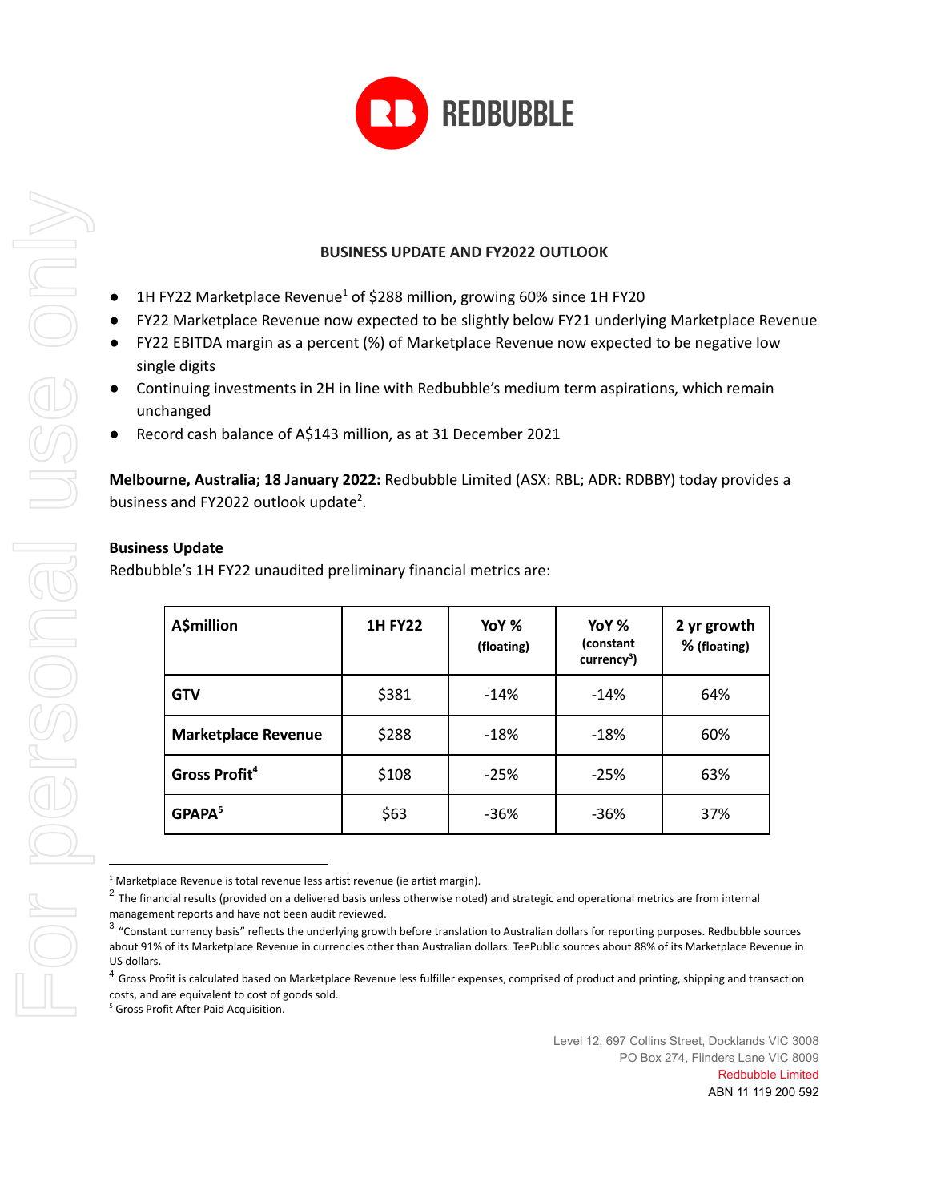REDBUBBLE

## BUSINESS UPDATE AND FY2022 OUTLOOK

- 1H FY22 Marketplace Revenue[1] of $288 million, growing 60% since 1H FY20
- FY22 Marketplace Revenue now expected to be slightly below FY21 underlying Marketplace Revenue
- FY22 EBITDA margin as a percent (%) of Marketplace Revenue now expected to be negative low single digits
- Continuing investments in 2H in line with Redbubble's medium term aspirations, which remain unchanged
- Record cash balance of A$143 million, as at 31 December 2021

**Melbourne, Australia; 18 January 2022:** Redbubble Limited (ASX: RBL; ADR: RDBBY) today provides a business and FY2022 outlook update[2].

**Business Update**

Redbubble's 1H FY22 unaudited preliminary financial metrics are:

| A$million | 1H FY22 | YoY % (floating) | YoY % (constant currency[3]) | 2 yr growth % (floating) |
|---|---|---|---|---|
| GTV | $381 | -14% | -14% | 64% |
| Marketplace Revenue | $288 | -18% | -18% | 60% |
| Gross Profit[4] | $108 | -25% | -25% | 63% |
| GPAPA[5] | $63 | -36% | -36% | 37% |

[1] Marketplace Revenue is total revenue less artist revenue (ie artist margin).

[2] The financial results (provided on a delivered basis unless otherwise noted) and strategic and operational metrics are from internal management reports and have not been audit reviewed.

[3] "Constant currency basis" reflects the underlying growth before translation to Australian dollars for reporting purposes. Redbubble sources about 91% of its Marketplace Revenue in currencies other than Australian dollars. TeePublic sources about 88% of its Marketplace Revenue in US dollars.

[4] Gross Profit is calculated based on Marketplace Revenue less fulfiller expenses, comprised of product and printing, shipping and transaction costs, and are equivalent to cost of goods sold.

[5] Gross Profit After Paid Acquisition.

Level 12, 697 Collins Street, Docklands VIC 3008
PO Box 274, Flinders Lane VIC 8009
Redbubble Limited
ABN 11 119 200 592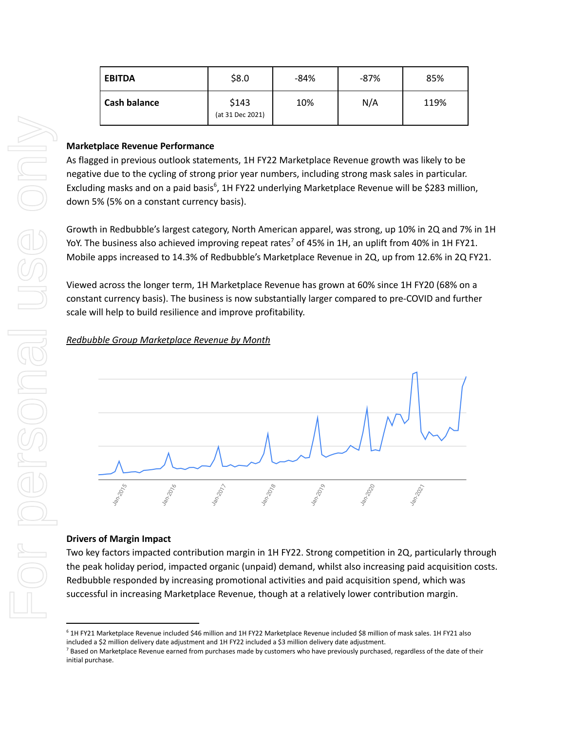| EBITDA | $8.0 | -84% | -87% | 85% |
|---|---|---|---|---|
| Cash balance | $143 (at 31 Dec 2021) | 10% | N/A | 119% |

**Marketplace Revenue Performance**

As flagged in previous outlook statements, 1H FY22 Marketplace Revenue growth was likely to be negative due to the cycling of strong prior year numbers, including strong mask sales in particular. Excluding masks and on a paid basis[6], 1H FY22 underlying Marketplace Revenue will be $283 million, down 5% (5% on a constant currency basis).

Growth in Redbubble's largest category, North American apparel, was strong, up 10% in 2Q and 7% in 1H YoY. The business also achieved improving repeat rates[7] of 45% in 1H, an uplift from 40% in 1H FY21. Mobile apps increased to 14.3% of Redbubble's Marketplace Revenue in 2Q, up from 12.6% in 2Q FY21.

Viewed across the longer term, 1H Marketplace Revenue has grown at 60% since 1H FY20 (68% on a constant currency basis). The business is now substantially larger compared to pre-COVID and further scale will help to build resilience and improve profitability.

*Redbubble Group Marketplace Revenue by Month*

**Drivers of Margin Impact**

Two key factors impacted contribution margin in 1H FY22. Strong competition in 2Q, particularly through the peak holiday period, impacted organic (unpaid) demand, whilst also increasing paid acquisition costs. Redbubble responded by increasing promotional activities and paid acquisition spend, which was successful in increasing Marketplace Revenue, though at a relatively lower contribution margin.

---

[6] 1H FY21 Marketplace Revenue included $46 million and 1H FY22 Marketplace Revenue included $8 million of mask sales. 1H FY21 also included a $2 million delivery date adjustment and 1H FY22 included a $3 million delivery date adjustment.

[7] Based on Marketplace Revenue earned from purchases made by customers who have previously purchased, regardless of the date of their initial purchase.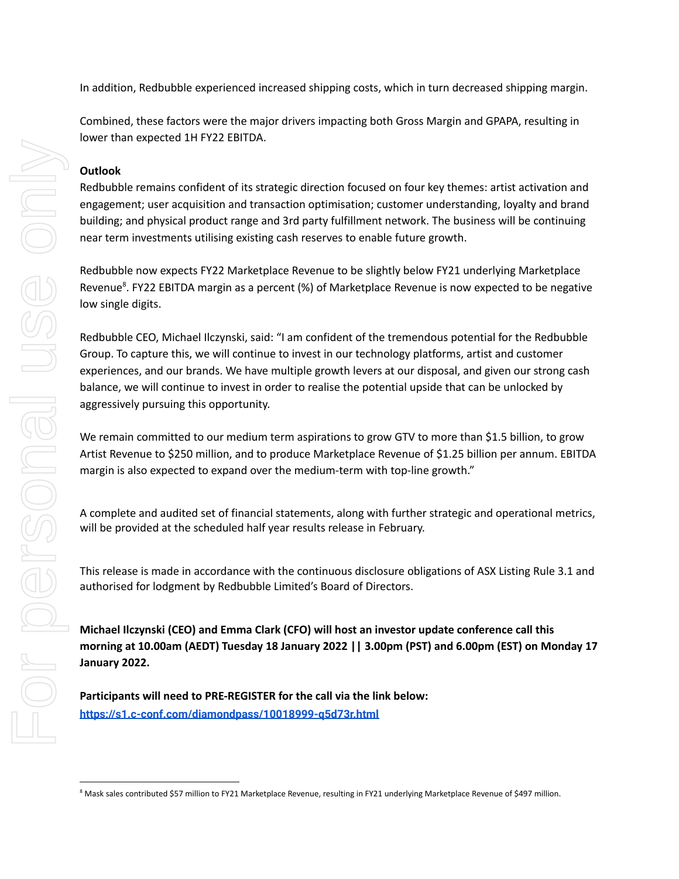In addition, Redbubble experienced increased shipping costs, which in turn decreased shipping margin.

Combined, these factors were the major drivers impacting both Gross Margin and GPAPA, resulting in lower than expected 1H FY22 EBITDA.

**Outlook**

Redbubble remains confident of its strategic direction focused on four key themes: artist activation and engagement; user acquisition and transaction optimisation; customer understanding, loyalty and brand building; and physical product range and 3rd party fulfillment network. The business will be continuing near term investments utilising existing cash reserves to enable future growth.

Redbubble now expects FY22 Marketplace Revenue to be slightly below FY21 underlying Marketplace Revenue[8]. FY22 EBITDA margin as a percent (%) of Marketplace Revenue is now expected to be negative low single digits.

Redbubble CEO, Michael Ilczynski, said: "I am confident of the tremendous potential for the Redbubble Group. To capture this, we will continue to invest in our technology platforms, artist and customer experiences, and our brands. We have multiple growth levers at our disposal, and given our strong cash balance, we will continue to invest in order to realise the potential upside that can be unlocked by aggressively pursuing this opportunity.

We remain committed to our medium term aspirations to grow GTV to more than $1.5 billion, to grow Artist Revenue to $250 million, and to produce Marketplace Revenue of $1.25 billion per annum. EBITDA margin is also expected to expand over the medium-term with top-line growth."

A complete and audited set of financial statements, along with further strategic and operational metrics, will be provided at the scheduled half year results release in February.

This release is made in accordance with the continuous disclosure obligations of ASX Listing Rule 3.1 and authorised for lodgment by Redbubble Limited's Board of Directors.

**Michael Ilczynski (CEO) and Emma Clark (CFO) will host an investor update conference call this morning at 10.00am (AEDT) Tuesday 18 January 2022 || 3.00pm (PST) and 6.00pm (EST) on Monday 17 January 2022.**

**Participants will need to PRE-REGISTER for the call via the link below:**
**https://s1.c-conf.com/diamondpass/10018999-q5d73r.html**

[8] Mask sales contributed $57 million to FY21 Marketplace Revenue, resulting in FY21 underlying Marketplace Revenue of $497 million.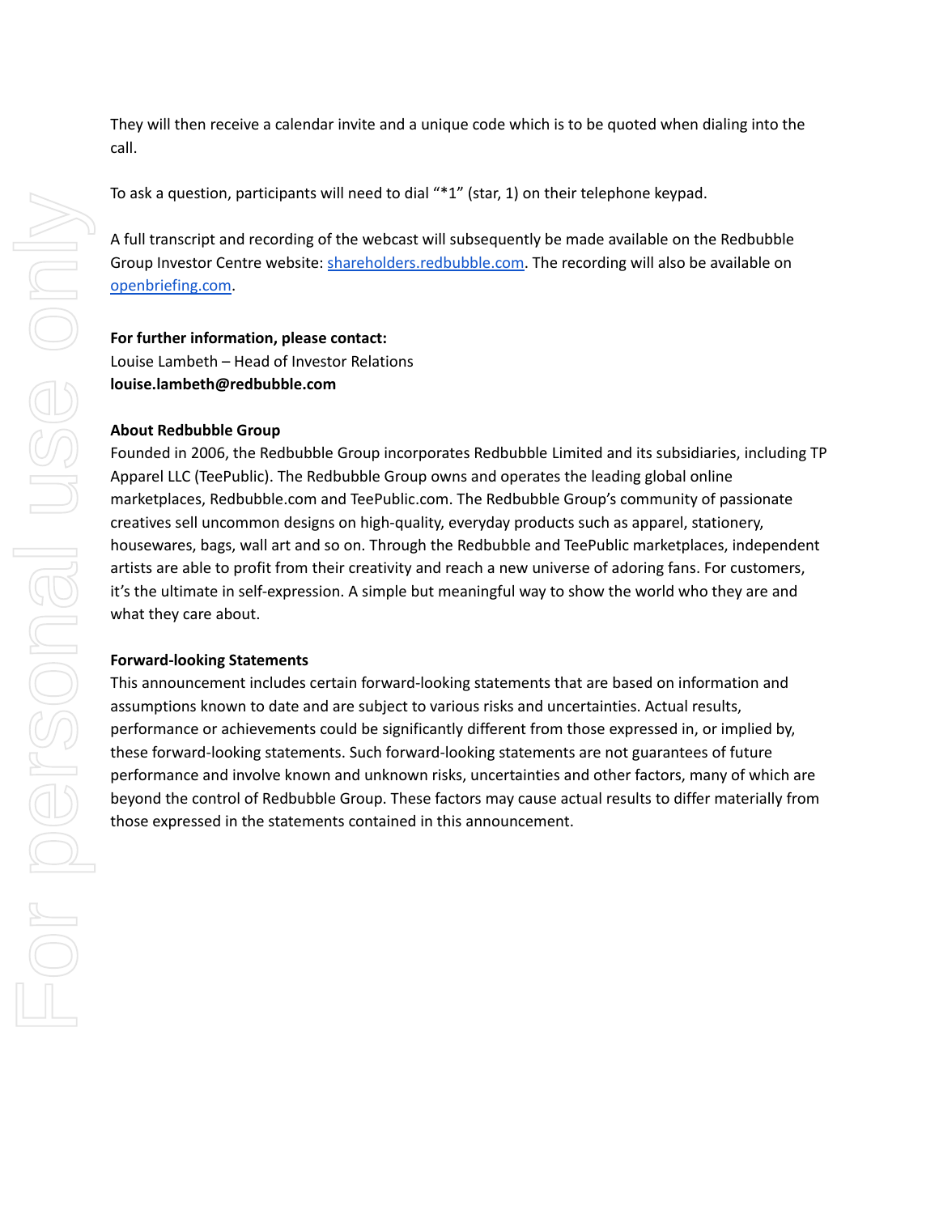They will then receive a calendar invite and a unique code which is to be quoted when dialing into the call.

To ask a question, participants will need to dial "*1" (star, 1) on their telephone keypad.

A full transcript and recording of the webcast will subsequently be made available on the Redbubble Group Investor Centre website: [shareholders.redbubble.com](shareholders.redbubble.com). The recording will also be available on [openbriefing.com](openbriefing.com).

**For further information, please contact:**
Louise Lambeth – Head of Investor Relations
**louise.lambeth@redbubble.com**

**About Redbubble Group**
Founded in 2006, the Redbubble Group incorporates Redbubble Limited and its subsidiaries, including TP Apparel LLC (TeePublic). The Redbubble Group owns and operates the leading global online marketplaces, Redbubble.com and TeePublic.com. The Redbubble Group's community of passionate creatives sell uncommon designs on high-quality, everyday products such as apparel, stationery, housewares, bags, wall art and so on. Through the Redbubble and TeePublic marketplaces, independent artists are able to profit from their creativity and reach a new universe of adoring fans. For customers, it's the ultimate in self-expression. A simple but meaningful way to show the world who they are and what they care about.

**Forward-looking Statements**
This announcement includes certain forward-looking statements that are based on information and assumptions known to date and are subject to various risks and uncertainties. Actual results, performance or achievements could be significantly different from those expressed in, or implied by, these forward-looking statements. Such forward-looking statements are not guarantees of future performance and involve known and unknown risks, uncertainties and other factors, many of which are beyond the control of Redbubble Group. These factors may cause actual results to differ materially from those expressed in the statements contained in this announcement.